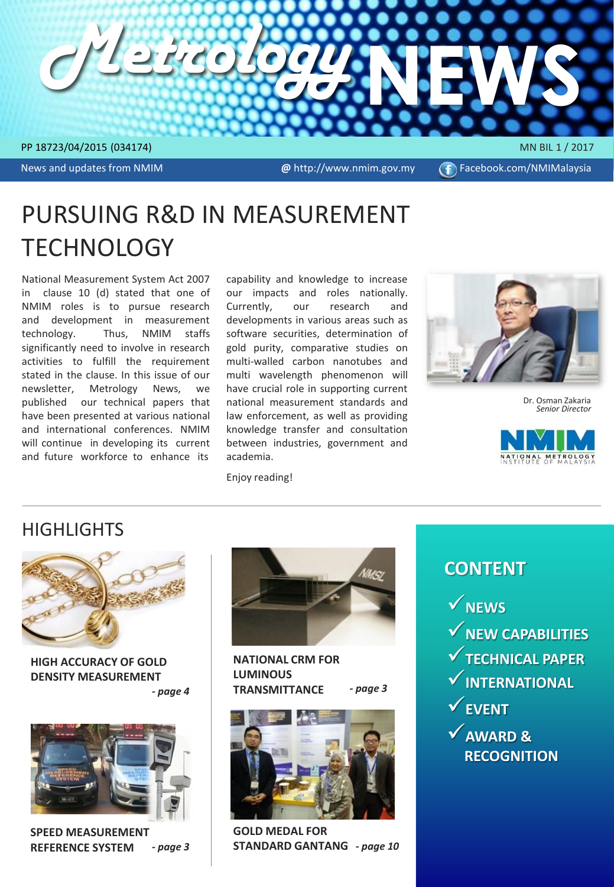# Metrology NEWS

PP 18723/04/2015 (034174)

MN BIL 1 / 2017

News and updates from NMIM

@ http://www.nmim.gov.my

Facebook.com/NMIMalaysia

## PURSUING R&D IN MEASUREMENT TECHNOLOGY

National Measurement System Act 2007 in clause 10 (d) stated that one of NMIM roles is to pursue research and development in measurement technology. Thus, NMIM staffs significantly need to involve in research activities to fulfill the requirement stated in the clause. In this issue of our newsletter, Metrology News, we published our technical papers that have been presented at various national and international conferences. NMIM will continue in developing its current and future workforce to enhance its capability and knowledge to increase our impacts and roles nationally. Currently, our research and developments in various areas such as software securities, determination of gold purity, comparative studies on multi-walled carbon nanotubes and multi wavelength phenomenon will have crucial role in supporting current national measurement standards and law enforcement, as well as providing knowledge transfer and consultation between industries, government and academia.

Enjoy reading!

Dr. Osman Zakaria
*Senior Director*

NMIM NATIONAL METROLOGY INSTITUTE OF MALAYSIA

## HIGHLIGHTS

**HIGH ACCURACY OF GOLD DENSITY MEASUREMENT** ***- page 4***

**NATIONAL CRM FOR LUMINOUS TRANSMITTANCE** ***- page 3***

**SPEED MEASUREMENT REFERENCE SYSTEM** ***- page 3***

**GOLD MEDAL FOR STANDARD GANTANG** ***- page 10***

## CONTENT

- ✓ NEWS
- ✓ NEW CAPABILITIES
- ✓ TECHNICAL PAPER
- ✓ INTERNATIONAL
- ✓ EVENT
- ✓ AWARD & RECOGNITION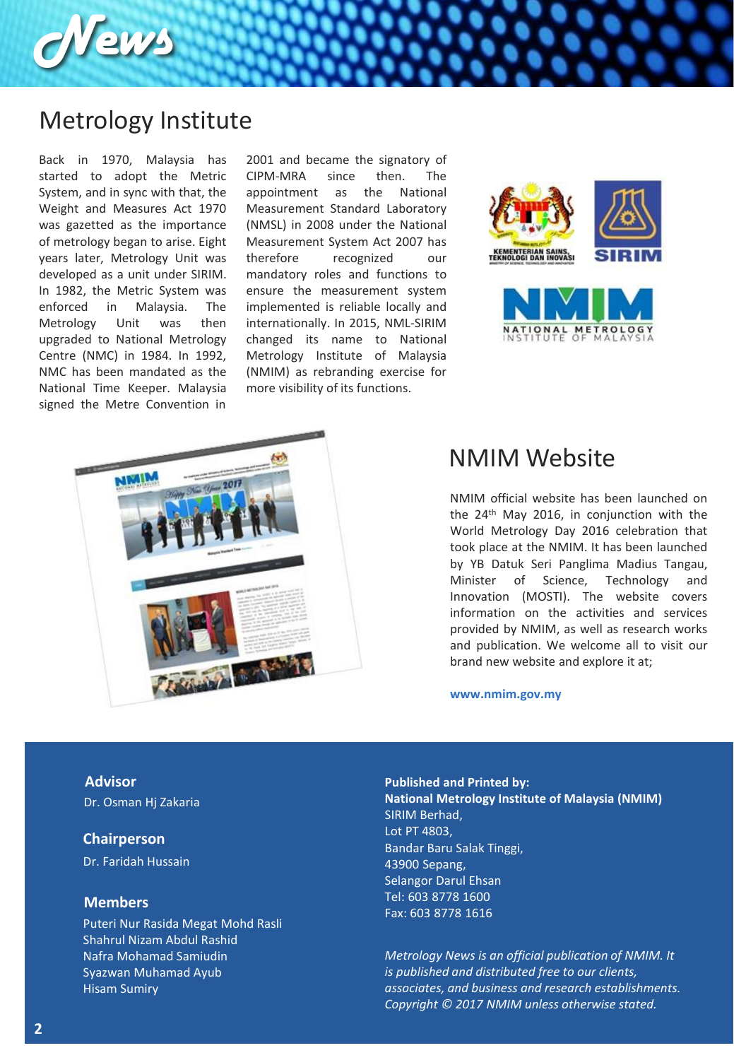# Metrology Institute

Back in 1970, Malaysia has started to adopt the Metric System, and in sync with that, the Weight and Measures Act 1970 was gazetted as the importance of metrology began to arise. Eight years later, Metrology Unit was developed as a unit under SIRIM. In 1982, the Metric System was enforced in Malaysia. The Metrology Unit was then upgraded to National Metrology Centre (NMC) in 1984. In 1992, NMC has been mandated as the National Time Keeper. Malaysia signed the Metre Convention in 2001 and became the signatory of CIPM-MRA since then. The appointment as the National Measurement Standard Laboratory (NMSL) in 2008 under the National Measurement System Act 2007 has therefore recognized our mandatory roles and functions to ensure the measurement system implemented is reliable locally and internationally. In 2015, NML-SIRIM changed its name to National Metrology Institute of Malaysia (NMIM) as rebranding exercise for more visibility of its functions.

# NMIM Website

NMIM official website has been launched on the 24th May 2016, in conjunction with the World Metrology Day 2016 celebration that took place at the NMIM. It has been launched by YB Datuk Seri Panglima Madius Tangau, Minister of Science, Technology and Innovation (MOSTI). The website covers information on the activities and services provided by NMIM, as well as research works and publication. We welcome all to visit our brand new website and explore it at;

**www.nmim.gov.my**

**Advisor**
Dr. Osman Hj Zakaria

**Chairperson**
Dr. Faridah Hussain

**Members**
Puteri Nur Rasida Megat Mohd Rasli
Shahrul Nizam Abdul Rashid
Nafra Mohamad Samiudin
Syazwan Muhamad Ayub
Hisam Sumiry

**Published and Printed by:**
**National Metrology Institute of Malaysia (NMIM)**
SIRIM Berhad,
Lot PT 4803,
Bandar Baru Salak Tinggi,
43900 Sepang,
Selangor Darul Ehsan
Tel: 603 8778 1600
Fax: 603 8778 1616

*Metrology News is an official publication of NMIM. It is published and distributed free to our clients, associates, and business and research establishments. Copyright © 2017 NMIM unless otherwise stated.*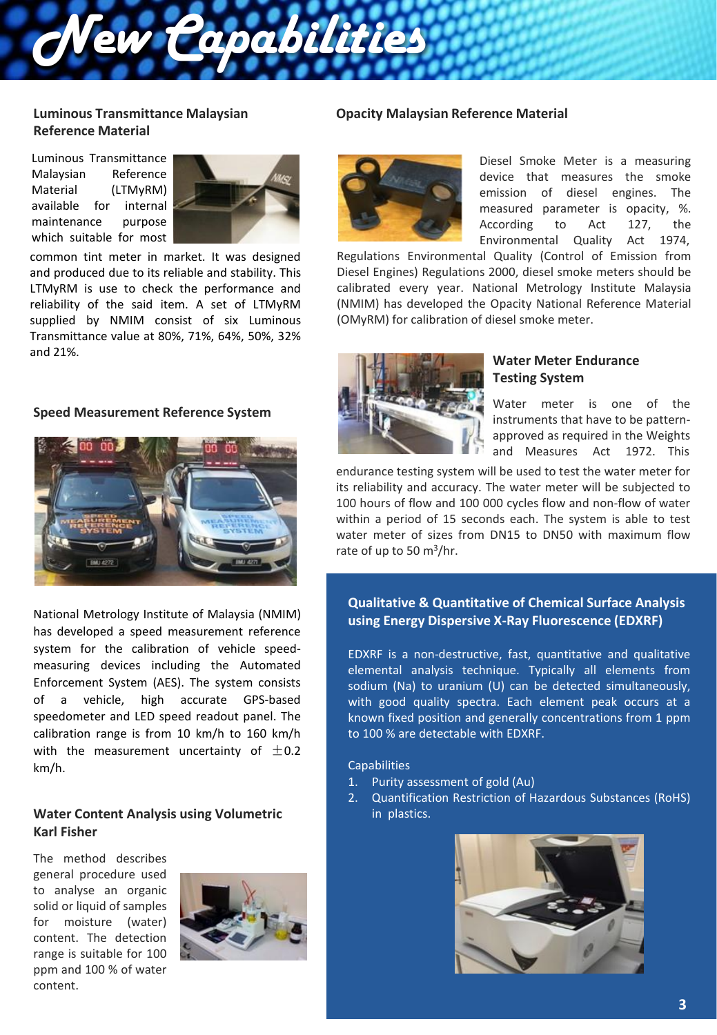# New Capabilities

## Luminous Transmittance Malaysian Reference Material

Luminous Transmittance Malaysian Reference Material (LTMyRM) available for internal maintenance purpose which suitable for most common tint meter in market. It was designed and produced due to its reliable and stability. This LTMyRM is use to check the performance and reliability of the said item. A set of LTMyRM supplied by NMIM consist of six Luminous Transmittance value at 80%, 71%, 64%, 50%, 32% and 21%.

## Speed Measurement Reference System

National Metrology Institute of Malaysia (NMIM) has developed a speed measurement reference system for the calibration of vehicle speed-measuring devices including the Automated Enforcement System (AES). The system consists of a vehicle, high accurate GPS-based speedometer and LED speed readout panel. The calibration range is from 10 km/h to 160 km/h with the measurement uncertainty of $\pm 0.2$ km/h.

## Water Content Analysis using Volumetric Karl Fisher

The method describes general procedure used to analyse an organic solid or liquid of samples for moisture (water) content. The detection range is suitable for 100 ppm and 100 % of water content.

## Opacity Malaysian Reference Material

Diesel Smoke Meter is a measuring device that measures the smoke emission of diesel engines. The measured parameter is opacity, %. According to Act 127, the Environmental Quality Act 1974, Regulations Environmental Quality (Control of Emission from Diesel Engines) Regulations 2000, diesel smoke meters should be calibrated every year. National Metrology Institute Malaysia (NMIM) has developed the Opacity National Reference Material (OMyRM) for calibration of diesel smoke meter.

## Water Meter Endurance Testing System

Water meter is one of the instruments that have to be pattern-approved as required in the Weights and Measures Act 1972. This endurance testing system will be used to test the water meter for its reliability and accuracy. The water meter will be subjected to 100 hours of flow and 100 000 cycles flow and non-flow of water within a period of 15 seconds each. The system is able to test water meter of sizes from DN15 to DN50 with maximum flow rate of up to 50 $m^3$/hr.

## Qualitative & Quantitative of Chemical Surface Analysis using Energy Dispersive X-Ray Fluorescence (EDXRF)

EDXRF is a non-destructive, fast, quantitative and qualitative elemental analysis technique. Typically all elements from sodium (Na) to uranium (U) can be detected simultaneously, with good quality spectra. Each element peak occurs at a known fixed position and generally concentrations from 1 ppm to 100 % are detectable with EDXRF.

Capabilities

1. Purity assessment of gold (Au)
2. Quantification Restriction of Hazardous Substances (RoHS) in plastics.